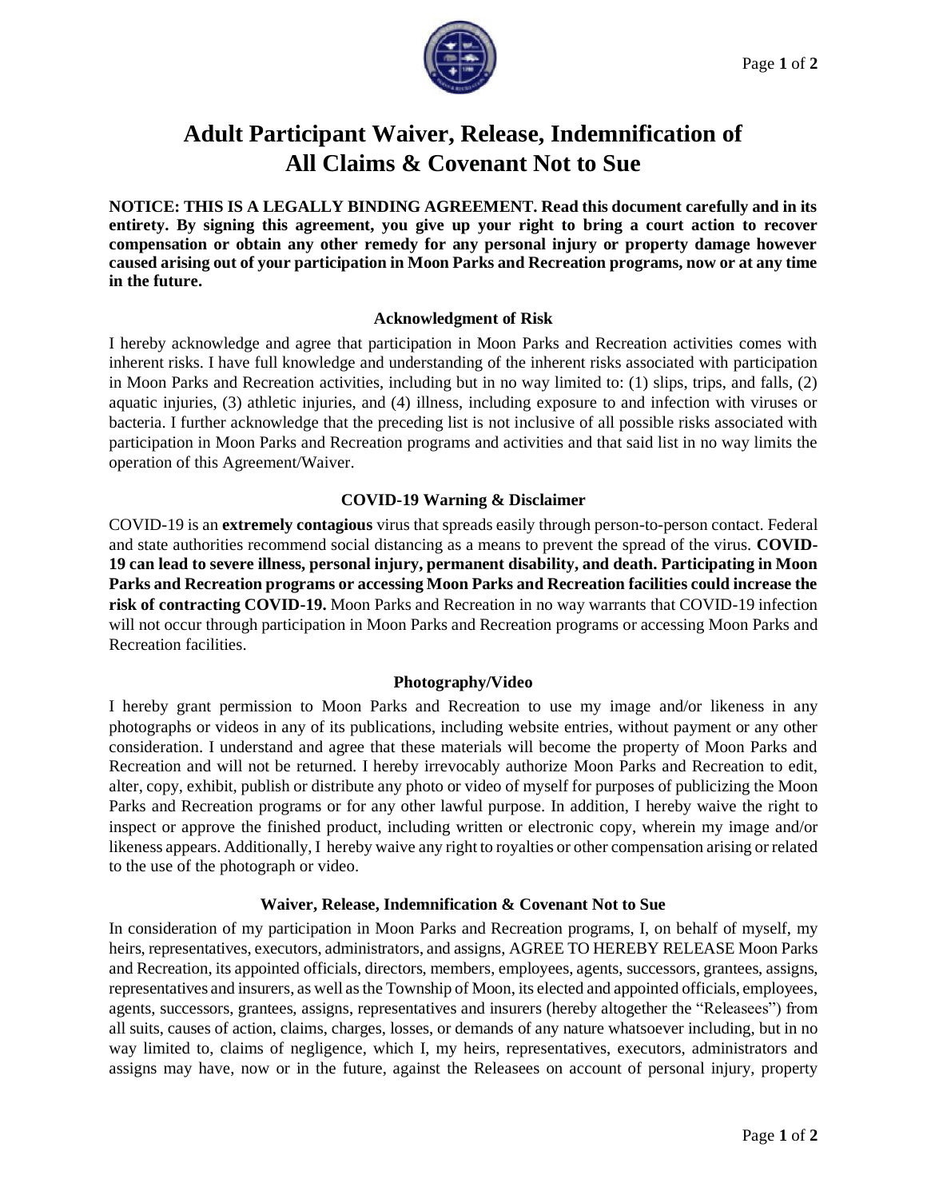# Adult Participant Waiver, Release, Indemnification of All Claims & Covenant Not to Sue

**NOTICE: THIS IS A LEGALLY BINDING AGREEMENT. Read this document carefully and in its entirety. By signing this agreement, you give up your right to bring a court action to recover compensation or obtain any other remedy for any personal injury or property damage however caused arising out of your participation in Moon Parks and Recreation programs, now or at any time in the future.**

### Acknowledgment of Risk

I hereby acknowledge and agree that participation in Moon Parks and Recreation activities comes with inherent risks. I have full knowledge and understanding of the inherent risks associated with participation in Moon Parks and Recreation activities, including but in no way limited to: (1) slips, trips, and falls, (2) aquatic injuries, (3) athletic injuries, and (4) illness, including exposure to and infection with viruses or bacteria. I further acknowledge that the preceding list is not inclusive of all possible risks associated with participation in Moon Parks and Recreation programs and activities and that said list in no way limits the operation of this Agreement/Waiver.

### COVID-19 Warning & Disclaimer

COVID-19 is an **extremely contagious** virus that spreads easily through person-to-person contact. Federal and state authorities recommend social distancing as a means to prevent the spread of the virus. **COVID-19 can lead to severe illness, personal injury, permanent disability, and death. Participating in Moon Parks and Recreation programs or accessing Moon Parks and Recreation facilities could increase the risk of contracting COVID-19.** Moon Parks and Recreation in no way warrants that COVID-19 infection will not occur through participation in Moon Parks and Recreation programs or accessing Moon Parks and Recreation facilities.

### Photography/Video

I hereby grant permission to Moon Parks and Recreation to use my image and/or likeness in any photographs or videos in any of its publications, including website entries, without payment or any other consideration. I understand and agree that these materials will become the property of Moon Parks and Recreation and will not be returned. I hereby irrevocably authorize Moon Parks and Recreation to edit, alter, copy, exhibit, publish or distribute any photo or video of myself for purposes of publicizing the Moon Parks and Recreation programs or for any other lawful purpose. In addition, I hereby waive the right to inspect or approve the finished product, including written or electronic copy, wherein my image and/or likeness appears. Additionally, I hereby waive any right to royalties or other compensation arising or related to the use of the photograph or video.

### Waiver, Release, Indemnification & Covenant Not to Sue

In consideration of my participation in Moon Parks and Recreation programs, I, on behalf of myself, my heirs, representatives, executors, administrators, and assigns, AGREE TO HEREBY RELEASE Moon Parks and Recreation, its appointed officials, directors, members, employees, agents, successors, grantees, assigns, representatives and insurers, as well as the Township of Moon, its elected and appointed officials, employees, agents, successors, grantees, assigns, representatives and insurers (hereby altogether the "Releasees") from all suits, causes of action, claims, charges, losses, or demands of any nature whatsoever including, but in no way limited to, claims of negligence, which I, my heirs, representatives, executors, administrators and assigns may have, now or in the future, against the Releasees on account of personal injury, property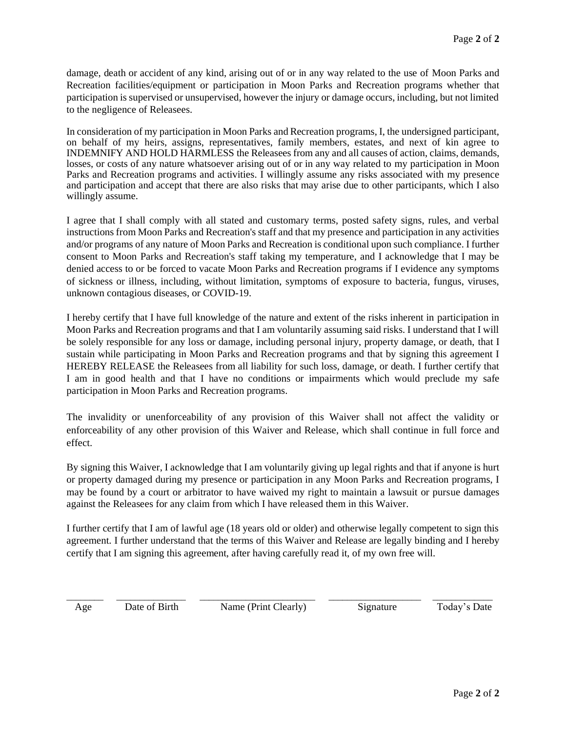damage, death or accident of any kind, arising out of or in any way related to the use of Moon Parks and Recreation facilities/equipment or participation in Moon Parks and Recreation programs whether that participation is supervised or unsupervised, however the injury or damage occurs, including, but not limited to the negligence of Releasees.

In consideration of my participation in Moon Parks and Recreation programs, I, the undersigned participant, on behalf of my heirs, assigns, representatives, family members, estates, and next of kin agree to INDEMNIFY AND HOLD HARMLESS the Releasees from any and all causes of action, claims, demands, losses, or costs of any nature whatsoever arising out of or in any way related to my participation in Moon Parks and Recreation programs and activities. I willingly assume any risks associated with my presence and participation and accept that there are also risks that may arise due to other participants, which I also willingly assume.

I agree that I shall comply with all stated and customary terms, posted safety signs, rules, and verbal instructions from Moon Parks and Recreation's staff and that my presence and participation in any activities and/or programs of any nature of Moon Parks and Recreation is conditional upon such compliance. I further consent to Moon Parks and Recreation's staff taking my temperature, and I acknowledge that I may be denied access to or be forced to vacate Moon Parks and Recreation programs if I evidence any symptoms of sickness or illness, including, without limitation, symptoms of exposure to bacteria, fungus, viruses, unknown contagious diseases, or COVID-19.

I hereby certify that I have full knowledge of the nature and extent of the risks inherent in participation in Moon Parks and Recreation programs and that I am voluntarily assuming said risks. I understand that I will be solely responsible for any loss or damage, including personal injury, property damage, or death, that I sustain while participating in Moon Parks and Recreation programs and that by signing this agreement I HEREBY RELEASE the Releasees from all liability for such loss, damage, or death. I further certify that I am in good health and that I have no conditions or impairments which would preclude my safe participation in Moon Parks and Recreation programs.

The invalidity or unenforceability of any provision of this Waiver shall not affect the validity or enforceability of any other provision of this Waiver and Release, which shall continue in full force and effect.

By signing this Waiver, I acknowledge that I am voluntarily giving up legal rights and that if anyone is hurt or property damaged during my presence or participation in any Moon Parks and Recreation programs, I may be found by a court or arbitrator to have waived my right to maintain a lawsuit or pursue damages against the Releasees for any claim from which I have released them in this Waiver.

I further certify that I am of lawful age (18 years old or older) and otherwise legally competent to sign this agreement. I further understand that the terms of this Waiver and Release are legally binding and I hereby certify that I am signing this agreement, after having carefully read it, of my own free will.

| _______ | ______________ | _______________________ | __________________ | ___________ |
|---|---|---|---|---|
| Age | Date of Birth | Name (Print Clearly) | Signature | Today's Date |